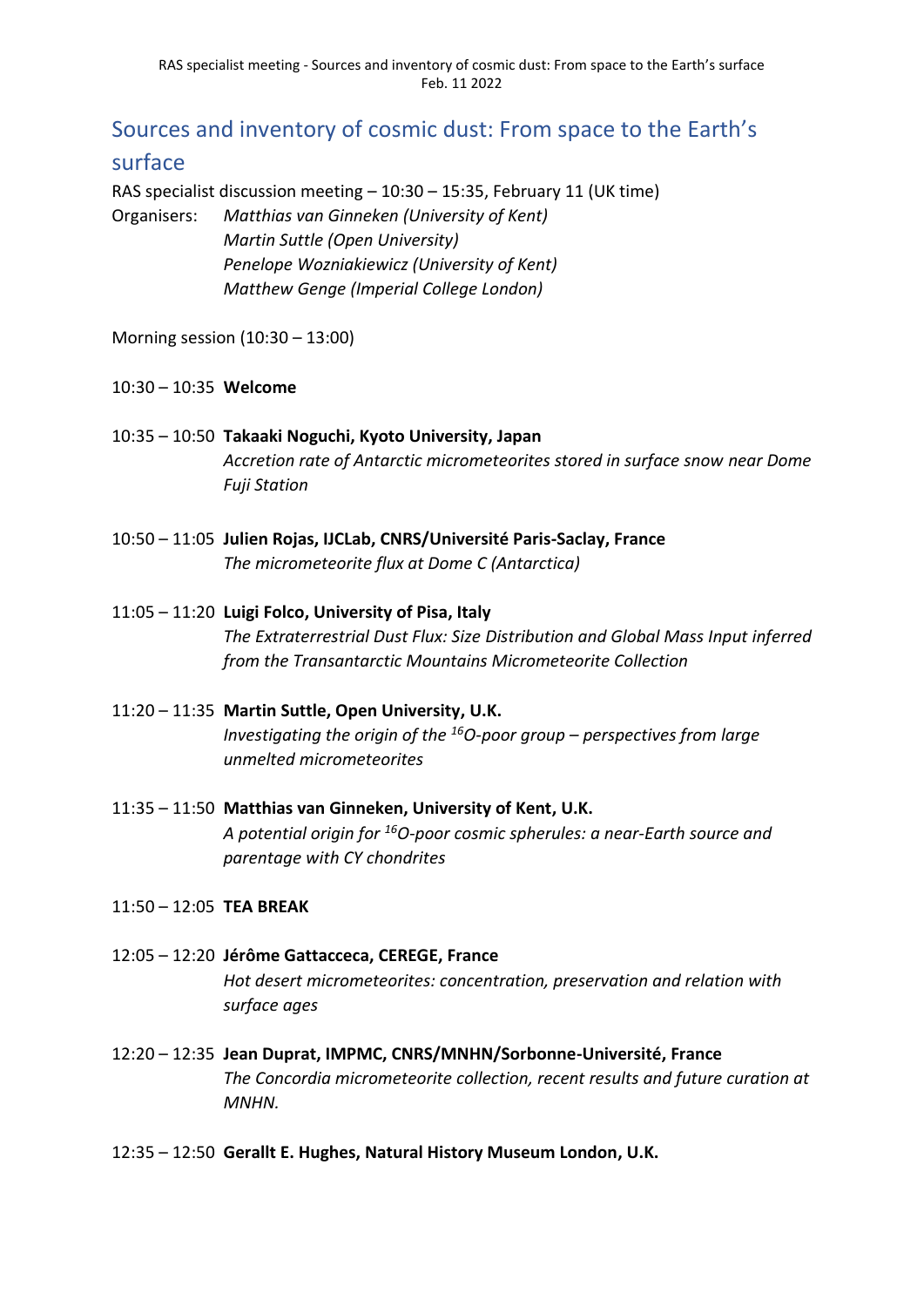# Sources and inventory of cosmic dust: From space to the Earth's surface

RAS specialist discussion meeting – 10:30 – 15:35, February 11 (UK time)

Organisers: *Matthias van Ginneken (University of Kent)*
*Martin Suttle (Open University)*
*Penelope Wozniakiewicz (University of Kent)*
*Matthew Genge (Imperial College London)*

Morning session (10:30 – 13:00)

10:30 – 10:35 **Welcome**

10:35 – 10:50 **Takaaki Noguchi, Kyoto University, Japan**
*Accretion rate of Antarctic micrometeorites stored in surface snow near Dome Fuji Station*

10:50 – 11:05 **Julien Rojas, IJCLab, CNRS/Université Paris-Saclay, France**
*The micrometeorite flux at Dome C (Antarctica)*

11:05 – 11:20 **Luigi Folco, University of Pisa, Italy**
*The Extraterrestrial Dust Flux: Size Distribution and Global Mass Input inferred from the Transantarctic Mountains Micrometeorite Collection*

11:20 – 11:35 **Martin Suttle, Open University, U.K.**
*Investigating the origin of the $^{16}$O-poor group – perspectives from large unmelted micrometeorites*

11:35 – 11:50 **Matthias van Ginneken, University of Kent, U.K.**
*A potential origin for $^{16}$O-poor cosmic spherules: a near-Earth source and parentage with CY chondrites*

11:50 – 12:05 **TEA BREAK**

12:05 – 12:20 **Jérôme Gattacceca, CEREGE, France**
*Hot desert micrometeorites: concentration, preservation and relation with surface ages*

12:20 – 12:35 **Jean Duprat, IMPMC, CNRS/MNHN/Sorbonne-Université, France**
*The Concordia micrometeorite collection, recent results and future curation at MNHN.*

12:35 – 12:50 **Gerallt E. Hughes, Natural History Museum London, U.K.**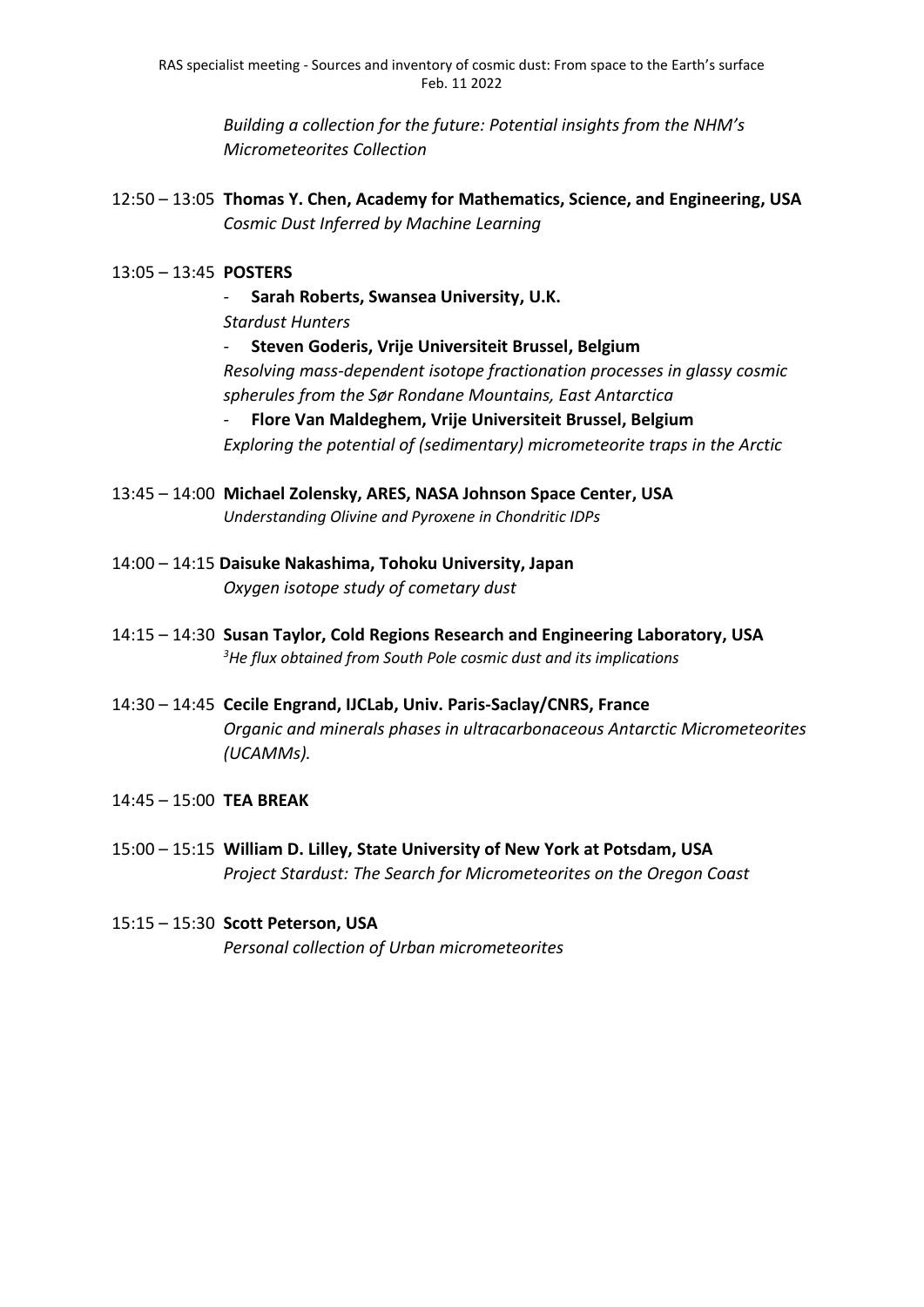*Building a collection for the future: Potential insights from the NHM's Micrometeorites Collection*

12:50 – 13:05 **Thomas Y. Chen, Academy for Mathematics, Science, and Engineering, USA**
*Cosmic Dust Inferred by Machine Learning*

13:05 – 13:45 **POSTERS**

- **Sarah Roberts, Swansea University, U.K.**
  *Stardust Hunters*
- **Steven Goderis, Vrije Universiteit Brussel, Belgium**
  *Resolving mass-dependent isotope fractionation processes in glassy cosmic spherules from the Sør Rondane Mountains, East Antarctica*
- **Flore Van Maldeghem, Vrije Universiteit Brussel, Belgium**
  *Exploring the potential of (sedimentary) micrometeorite traps in the Arctic*

13:45 – 14:00 **Michael Zolensky, ARES, NASA Johnson Space Center, USA**
*Understanding Olivine and Pyroxene in Chondritic IDPs*

14:00 – 14:15 **Daisuke Nakashima, Tohoku University, Japan**
*Oxygen isotope study of cometary dust*

14:15 – 14:30 **Susan Taylor, Cold Regions Research and Engineering Laboratory, USA**
*$^{3}$He flux obtained from South Pole cosmic dust and its implications*

14:30 – 14:45 **Cecile Engrand, IJCLab, Univ. Paris-Saclay/CNRS, France**
*Organic and minerals phases in ultracarbonaceous Antarctic Micrometeorites (UCAMMs).*

14:45 – 15:00 **TEA BREAK**

15:00 – 15:15 **William D. Lilley, State University of New York at Potsdam, USA**
*Project Stardust: The Search for Micrometeorites on the Oregon Coast*

15:15 – 15:30 **Scott Peterson, USA**
*Personal collection of Urban micrometeorites*